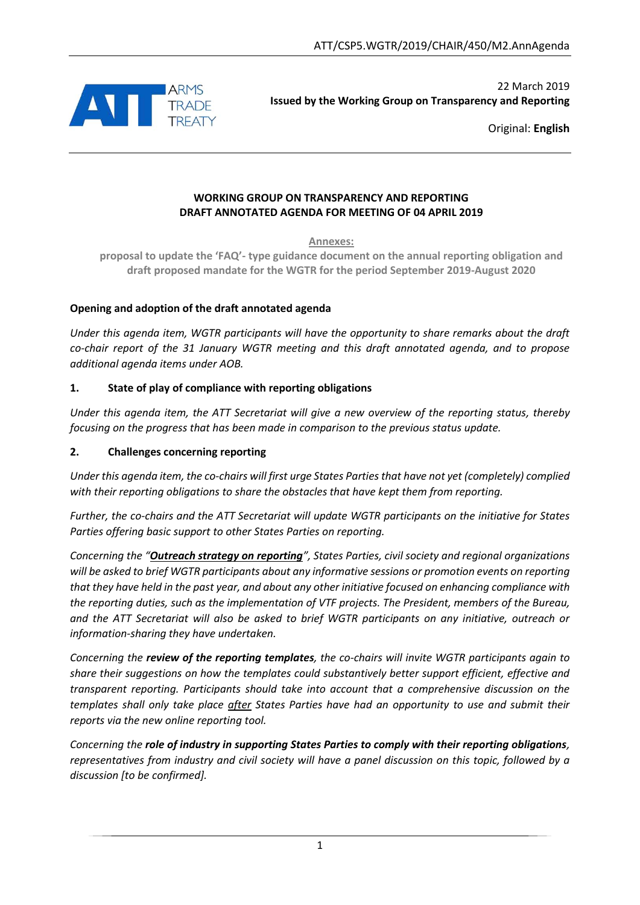22 March 2019
**Issued by the Working Group on Transparency and Reporting**

Original: **English**

## WORKING GROUP ON TRANSPARENCY AND REPORTING
## DRAFT ANNOTATED AGENDA FOR MEETING OF 04 APRIL 2019

**Annexes:**
**proposal to update the 'FAQ'- type guidance document on the annual reporting obligation and draft proposed mandate for the WGTR for the period September 2019-August 2020**

### Opening and adoption of the draft annotated agenda

*Under this agenda item, WGTR participants will have the opportunity to share remarks about the draft co-chair report of the 31 January WGTR meeting and this draft annotated agenda, and to propose additional agenda items under AOB.*

### 1. State of play of compliance with reporting obligations

*Under this agenda item, the ATT Secretariat will give a new overview of the reporting status, thereby focusing on the progress that has been made in comparison to the previous status update.*

### 2. Challenges concerning reporting

*Under this agenda item, the co-chairs will first urge States Parties that have not yet (completely) complied with their reporting obligations to share the obstacles that have kept them from reporting.*

*Further, the co-chairs and the ATT Secretariat will update WGTR participants on the initiative for States Parties offering basic support to other States Parties on reporting.*

*Concerning the "**Outreach strategy on reporting**", States Parties, civil society and regional organizations will be asked to brief WGTR participants about any informative sessions or promotion events on reporting that they have held in the past year, and about any other initiative focused on enhancing compliance with the reporting duties, such as the implementation of VTF projects. The President, members of the Bureau, and the ATT Secretariat will also be asked to brief WGTR participants on any initiative, outreach or information-sharing they have undertaken.*

*Concerning the **review of the reporting templates**, the co-chairs will invite WGTR participants again to share their suggestions on how the templates could substantively better support efficient, effective and transparent reporting. Participants should take into account that a comprehensive discussion on the templates shall only take place after States Parties have had an opportunity to use and submit their reports via the new online reporting tool.*

*Concerning the **role of industry in supporting States Parties to comply with their reporting obligations**, representatives from industry and civil society will have a panel discussion on this topic, followed by a discussion [to be confirmed].*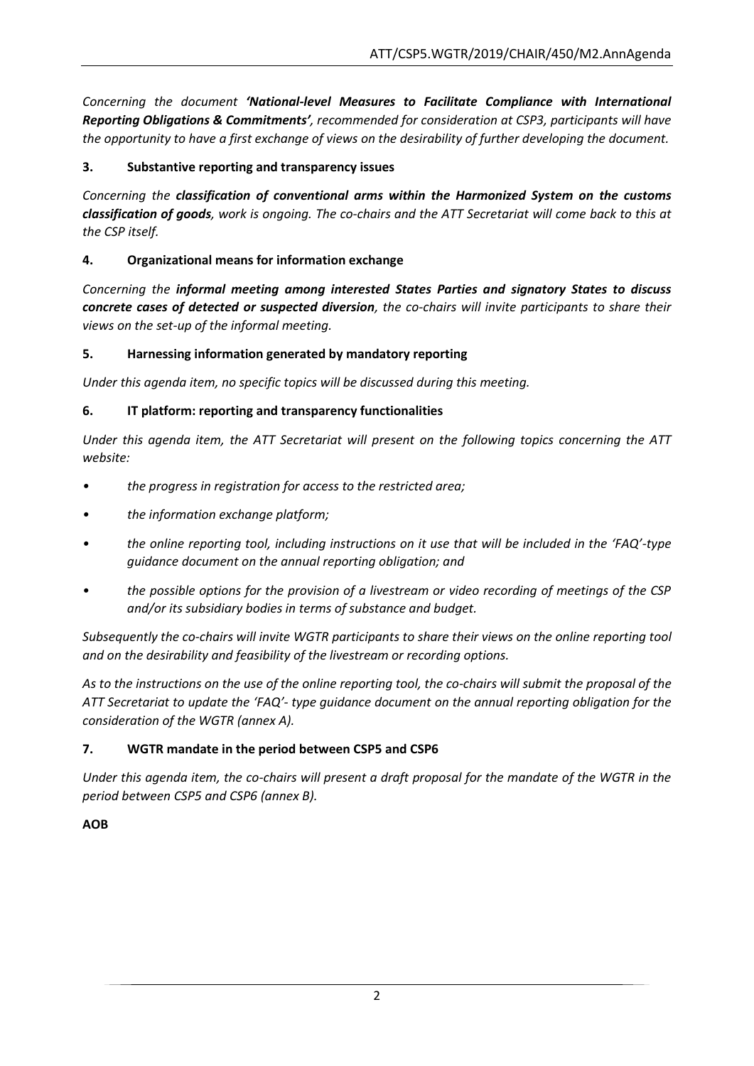*Concerning the document **'National-level Measures to Facilitate Compliance with International Reporting Obligations & Commitments'**, recommended for consideration at CSP3, participants will have the opportunity to have a first exchange of views on the desirability of further developing the document.*

## 3. Substantive reporting and transparency issues

*Concerning the **classification of conventional arms within the Harmonized System on the customs classification of goods**, work is ongoing. The co-chairs and the ATT Secretariat will come back to this at the CSP itself.*

## 4. Organizational means for information exchange

*Concerning the **informal meeting among interested States Parties and signatory States to discuss concrete cases of detected or suspected diversion**, the co-chairs will invite participants to share their views on the set-up of the informal meeting.*

## 5. Harnessing information generated by mandatory reporting

*Under this agenda item, no specific topics will be discussed during this meeting.*

## 6. IT platform: reporting and transparency functionalities

*Under this agenda item, the ATT Secretariat will present on the following topics concerning the ATT website:*

- *the progress in registration for access to the restricted area;*
- *the information exchange platform;*
- *the online reporting tool, including instructions on it use that will be included in the 'FAQ'-type guidance document on the annual reporting obligation; and*
- *the possible options for the provision of a livestream or video recording of meetings of the CSP and/or its subsidiary bodies in terms of substance and budget.*

*Subsequently the co-chairs will invite WGTR participants to share their views on the online reporting tool and on the desirability and feasibility of the livestream or recording options.*

*As to the instructions on the use of the online reporting tool, the co-chairs will submit the proposal of the ATT Secretariat to update the 'FAQ'- type guidance document on the annual reporting obligation for the consideration of the WGTR (annex A).*

## 7. WGTR mandate in the period between CSP5 and CSP6

*Under this agenda item, the co-chairs will present a draft proposal for the mandate of the WGTR in the period between CSP5 and CSP6 (annex B).*

**AOB**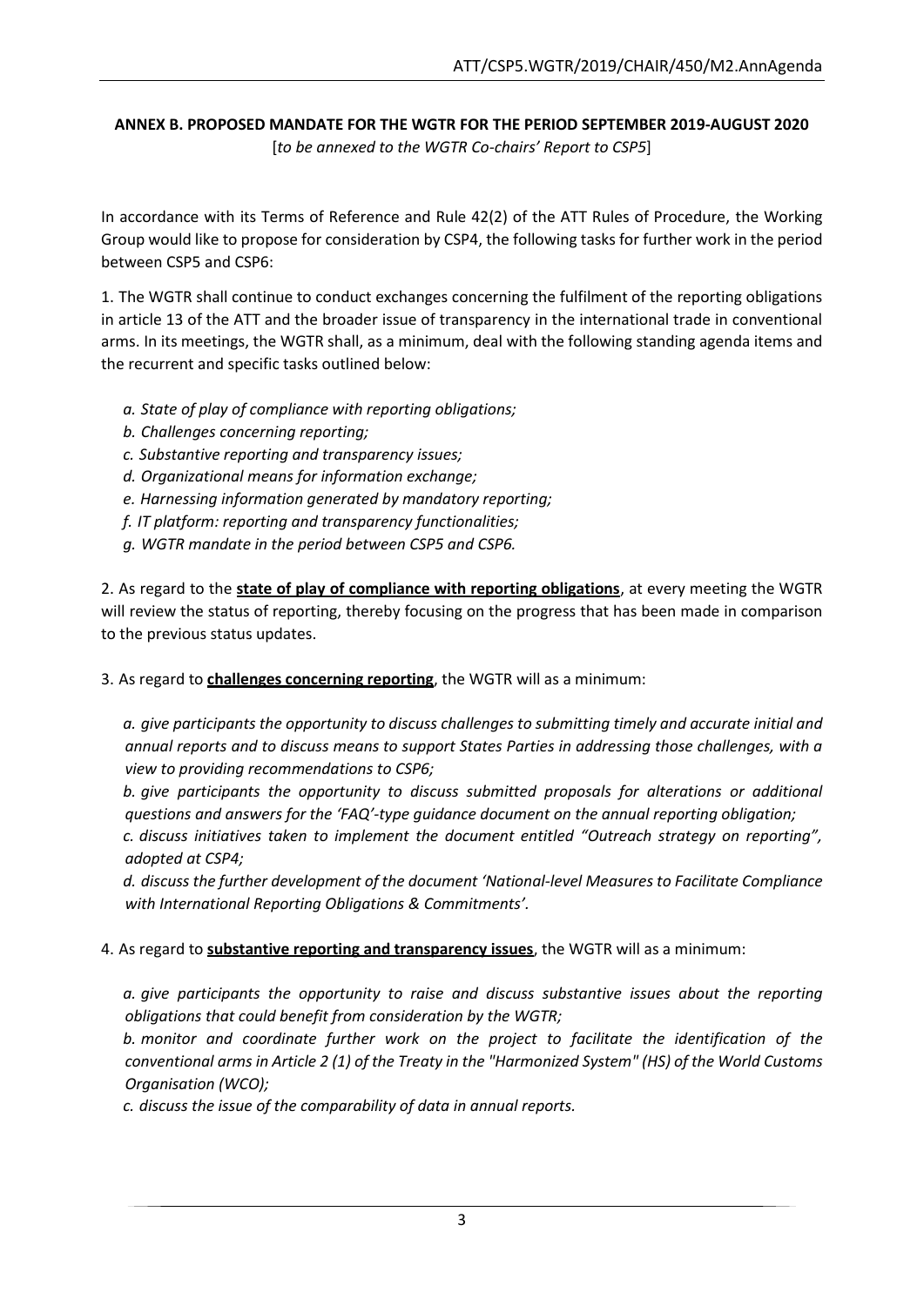**ANNEX B. PROPOSED MANDATE FOR THE WGTR FOR THE PERIOD SEPTEMBER 2019-AUGUST 2020**

[*to be annexed to the WGTR Co-chairs' Report to CSP5*]

In accordance with its Terms of Reference and Rule 42(2) of the ATT Rules of Procedure, the Working Group would like to propose for consideration by CSP4, the following tasks for further work in the period between CSP5 and CSP6:

1. The WGTR shall continue to conduct exchanges concerning the fulfilment of the reporting obligations in article 13 of the ATT and the broader issue of transparency in the international trade in conventional arms. In its meetings, the WGTR shall, as a minimum, deal with the following standing agenda items and the recurrent and specific tasks outlined below:

   *a. State of play of compliance with reporting obligations;*
   *b. Challenges concerning reporting;*
   *c. Substantive reporting and transparency issues;*
   *d. Organizational means for information exchange;*
   *e. Harnessing information generated by mandatory reporting;*
   *f. IT platform: reporting and transparency functionalities;*
   *g. WGTR mandate in the period between CSP5 and CSP6.*

2. As regard to the **state of play of compliance with reporting obligations**, at every meeting the WGTR will review the status of reporting, thereby focusing on the progress that has been made in comparison to the previous status updates.

3. As regard to **challenges concerning reporting**, the WGTR will as a minimum:

   *a. give participants the opportunity to discuss challenges to submitting timely and accurate initial and annual reports and to discuss means to support States Parties in addressing those challenges, with a view to providing recommendations to CSP6;*
   *b. give participants the opportunity to discuss submitted proposals for alterations or additional questions and answers for the 'FAQ'-type guidance document on the annual reporting obligation;*
   *c. discuss initiatives taken to implement the document entitled "Outreach strategy on reporting", adopted at CSP4;*
   *d. discuss the further development of the document 'National-level Measures to Facilitate Compliance with International Reporting Obligations & Commitments'.*

4. As regard to **substantive reporting and transparency issues**, the WGTR will as a minimum:

   *a. give participants the opportunity to raise and discuss substantive issues about the reporting obligations that could benefit from consideration by the WGTR;*
   *b. monitor and coordinate further work on the project to facilitate the identification of the conventional arms in Article 2 (1) of the Treaty in the "Harmonized System" (HS) of the World Customs Organisation (WCO);*
   *c. discuss the issue of the comparability of data in annual reports.*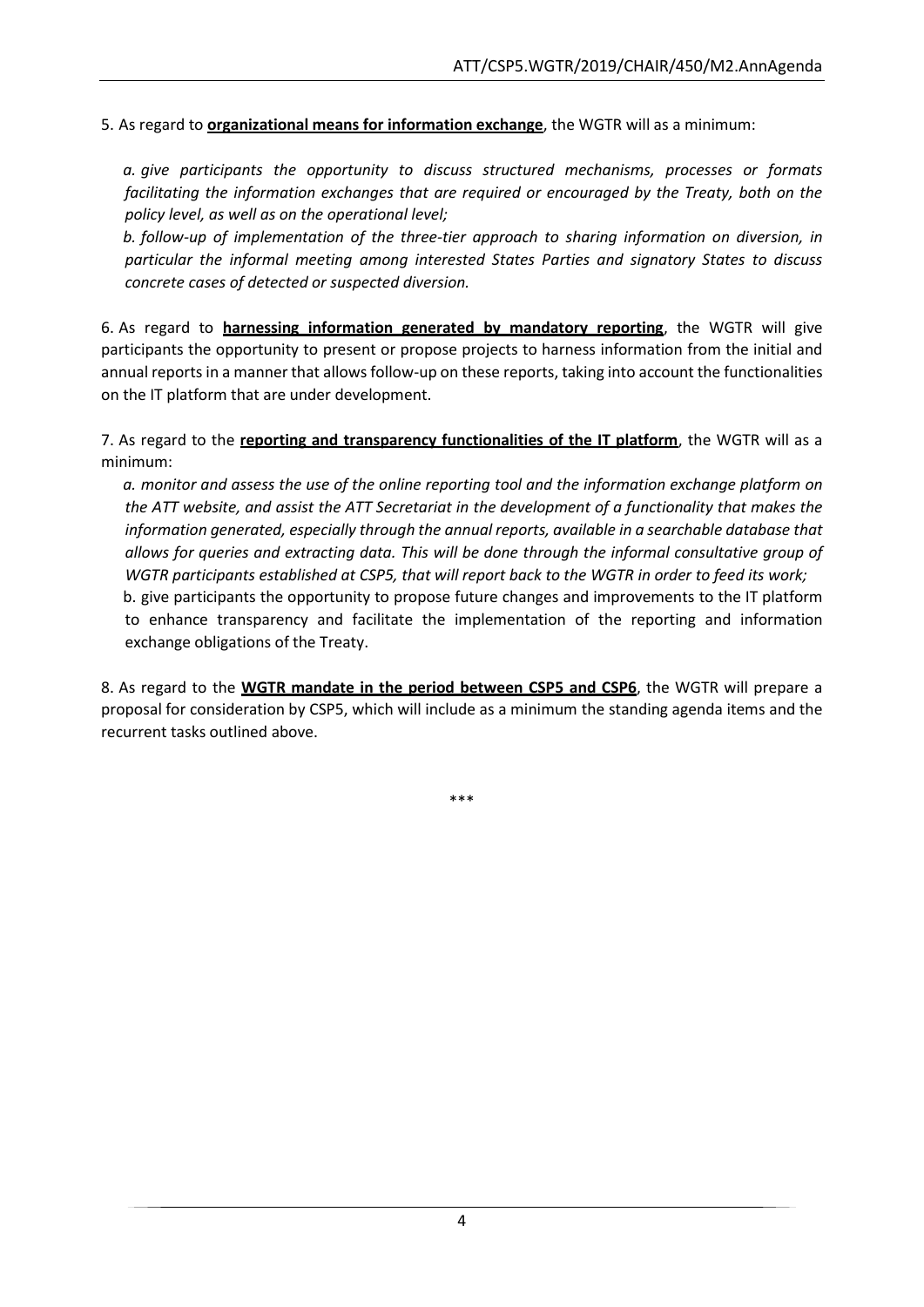5. As regard to **organizational means for information exchange**, the WGTR will as a minimum:

*a. give participants the opportunity to discuss structured mechanisms, processes or formats facilitating the information exchanges that are required or encouraged by the Treaty, both on the policy level, as well as on the operational level;*

*b. follow-up of implementation of the three-tier approach to sharing information on diversion, in particular the informal meeting among interested States Parties and signatory States to discuss concrete cases of detected or suspected diversion.*

6. As regard to **harnessing information generated by mandatory reporting**, the WGTR will give participants the opportunity to present or propose projects to harness information from the initial and annual reports in a manner that allows follow-up on these reports, taking into account the functionalities on the IT platform that are under development.

7. As regard to the **reporting and transparency functionalities of the IT platform**, the WGTR will as a minimum:

*a. monitor and assess the use of the online reporting tool and the information exchange platform on the ATT website, and assist the ATT Secretariat in the development of a functionality that makes the information generated, especially through the annual reports, available in a searchable database that allows for queries and extracting data. This will be done through the informal consultative group of WGTR participants established at CSP5, that will report back to the WGTR in order to feed its work;*

b. give participants the opportunity to propose future changes and improvements to the IT platform to enhance transparency and facilitate the implementation of the reporting and information exchange obligations of the Treaty.

8. As regard to the **WGTR mandate in the period between CSP5 and CSP6**, the WGTR will prepare a proposal for consideration by CSP5, which will include as a minimum the standing agenda items and the recurrent tasks outlined above.

\*\*\*